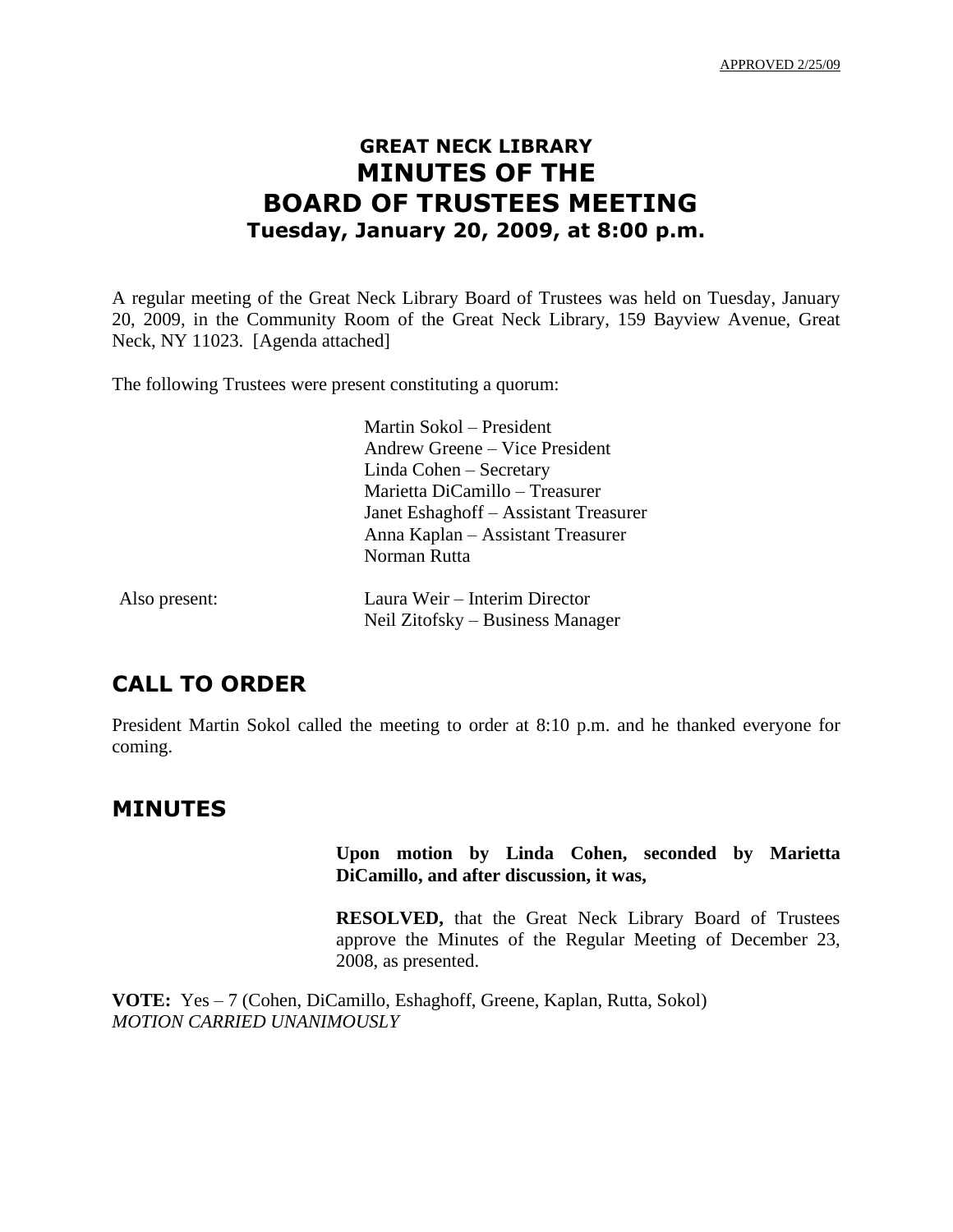APPROVED 2/25/09

# GREAT NECK LIBRARY
# MINUTES OF THE
# BOARD OF TRUSTEES MEETING
## Tuesday, January 20, 2009, at 8:00 p.m.

A regular meeting of the Great Neck Library Board of Trustees was held on Tuesday, January 20, 2009, in the Community Room of the Great Neck Library, 159 Bayview Avenue, Great Neck, NY 11023. [Agenda attached]

The following Trustees were present constituting a quorum:

Martin Sokol – President
Andrew Greene – Vice President
Linda Cohen – Secretary
Marietta DiCamillo – Treasurer
Janet Eshaghoff – Assistant Treasurer
Anna Kaplan – Assistant Treasurer
Norman Rutta

Also present:

Laura Weir – Interim Director
Neil Zitofsky – Business Manager

## CALL TO ORDER

President Martin Sokol called the meeting to order at 8:10 p.m. and he thanked everyone for coming.

## MINUTES

**Upon motion by Linda Cohen, seconded by Marietta DiCamillo, and after discussion, it was,**

**RESOLVED,** that the Great Neck Library Board of Trustees approve the Minutes of the Regular Meeting of December 23, 2008, as presented.

**VOTE:** Yes – 7 (Cohen, DiCamillo, Eshaghoff, Greene, Kaplan, Rutta, Sokol)
*MOTION CARRIED UNANIMOUSLY*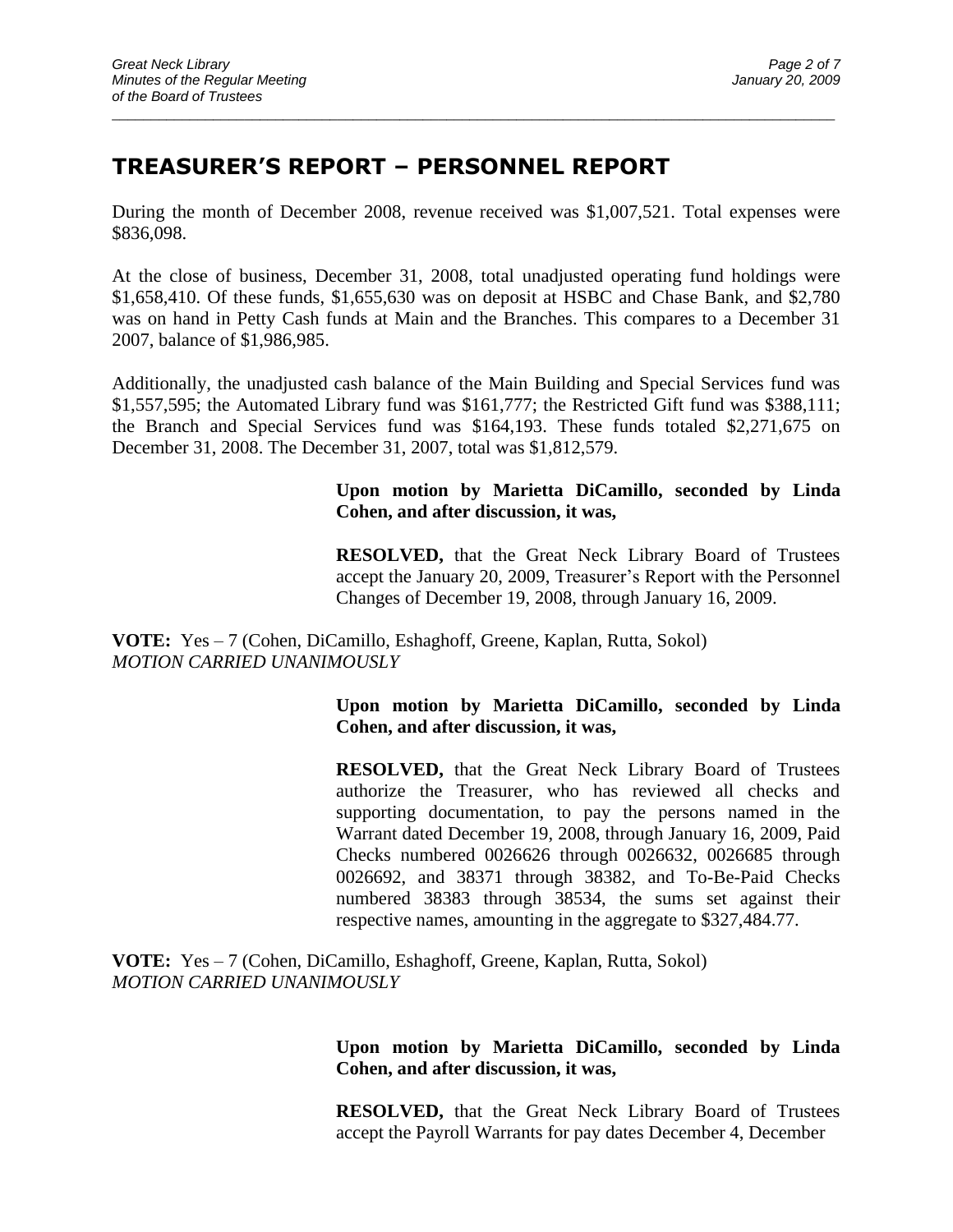## TREASURER'S REPORT – PERSONNEL REPORT

During the month of December 2008, revenue received was $1,007,521. Total expenses were $836,098.

At the close of business, December 31, 2008, total unadjusted operating fund holdings were $1,658,410. Of these funds, $1,655,630 was on deposit at HSBC and Chase Bank, and $2,780 was on hand in Petty Cash funds at Main and the Branches. This compares to a December 31 2007, balance of $1,986,985.

Additionally, the unadjusted cash balance of the Main Building and Special Services fund was $1,557,595; the Automated Library fund was $161,777; the Restricted Gift fund was $388,111; the Branch and Special Services fund was $164,193. These funds totaled $2,271,675 on December 31, 2008. The December 31, 2007, total was $1,812,579.

**Upon motion by Marietta DiCamillo, seconded by Linda Cohen, and after discussion, it was,**

**RESOLVED,** that the Great Neck Library Board of Trustees accept the January 20, 2009, Treasurer's Report with the Personnel Changes of December 19, 2008, through January 16, 2009.

**VOTE:** Yes – 7 (Cohen, DiCamillo, Eshaghoff, Greene, Kaplan, Rutta, Sokol)
*MOTION CARRIED UNANIMOUSLY*

**Upon motion by Marietta DiCamillo, seconded by Linda Cohen, and after discussion, it was,**

**RESOLVED,** that the Great Neck Library Board of Trustees authorize the Treasurer, who has reviewed all checks and supporting documentation, to pay the persons named in the Warrant dated December 19, 2008, through January 16, 2009, Paid Checks numbered 0026626 through 0026632, 0026685 through 0026692, and 38371 through 38382, and To-Be-Paid Checks numbered 38383 through 38534, the sums set against their respective names, amounting in the aggregate to $327,484.77.

**VOTE:** Yes – 7 (Cohen, DiCamillo, Eshaghoff, Greene, Kaplan, Rutta, Sokol)
*MOTION CARRIED UNANIMOUSLY*

**Upon motion by Marietta DiCamillo, seconded by Linda Cohen, and after discussion, it was,**

**RESOLVED,** that the Great Neck Library Board of Trustees accept the Payroll Warrants for pay dates December 4, December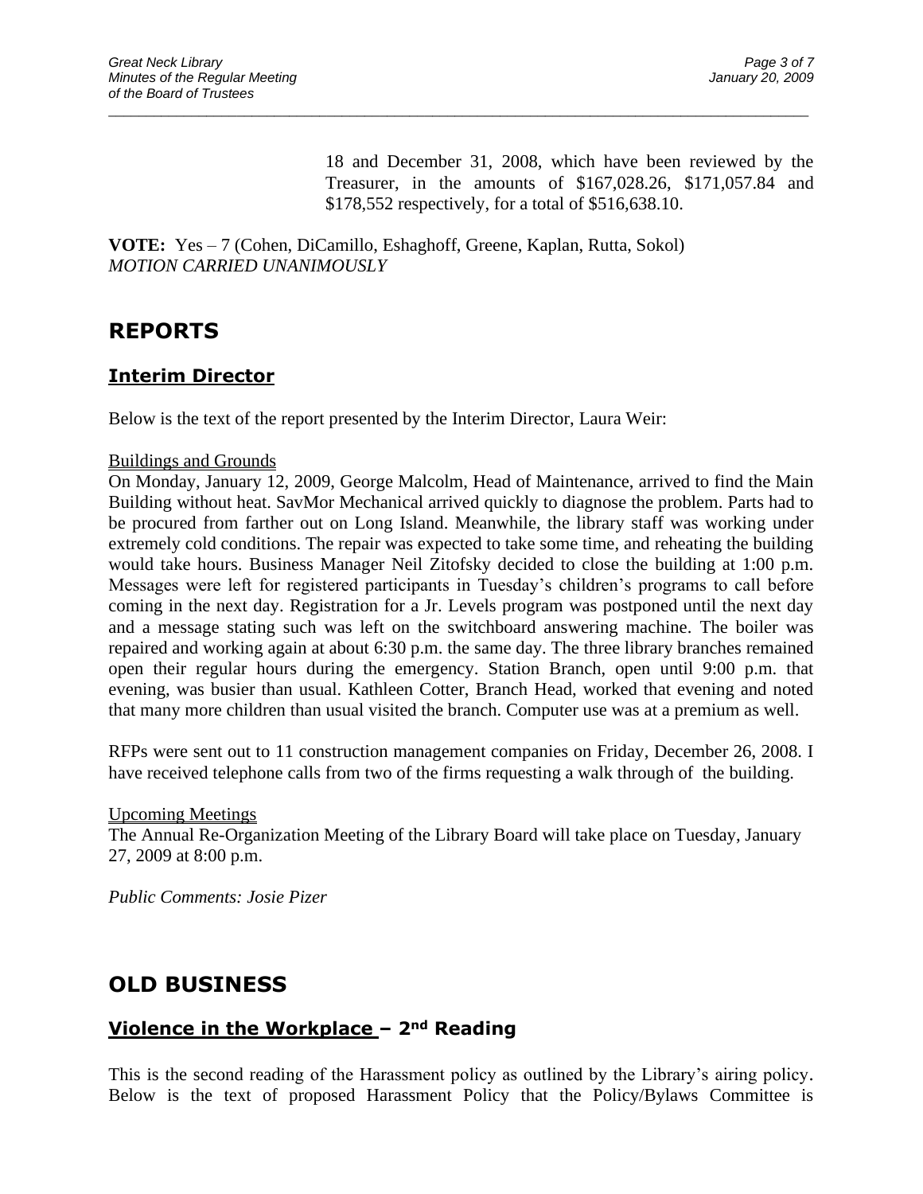18 and December 31, 2008, which have been reviewed by the Treasurer, in the amounts of $167,028.26, $171,057.84 and $178,552 respectively, for a total of $516,638.10.

**VOTE:** Yes – 7 (Cohen, DiCamillo, Eshaghoff, Greene, Kaplan, Rutta, Sokol)
*MOTION CARRIED UNANIMOUSLY*

# REPORTS

## Interim Director

Below is the text of the report presented by the Interim Director, Laura Weir:

Buildings and Grounds

On Monday, January 12, 2009, George Malcolm, Head of Maintenance, arrived to find the Main Building without heat. SavMor Mechanical arrived quickly to diagnose the problem. Parts had to be procured from farther out on Long Island. Meanwhile, the library staff was working under extremely cold conditions. The repair was expected to take some time, and reheating the building would take hours. Business Manager Neil Zitofsky decided to close the building at 1:00 p.m. Messages were left for registered participants in Tuesday's children's programs to call before coming in the next day. Registration for a Jr. Levels program was postponed until the next day and a message stating such was left on the switchboard answering machine. The boiler was repaired and working again at about 6:30 p.m. the same day. The three library branches remained open their regular hours during the emergency. Station Branch, open until 9:00 p.m. that evening, was busier than usual. Kathleen Cotter, Branch Head, worked that evening and noted that many more children than usual visited the branch. Computer use was at a premium as well.

RFPs were sent out to 11 construction management companies on Friday, December 26, 2008. I have received telephone calls from two of the firms requesting a walk through of the building.

Upcoming Meetings

The Annual Re-Organization Meeting of the Library Board will take place on Tuesday, January 27, 2009 at 8:00 p.m.

*Public Comments: Josie Pizer*

# OLD BUSINESS

## Violence in the Workplace – 2nd Reading

This is the second reading of the Harassment policy as outlined by the Library's airing policy. Below is the text of proposed Harassment Policy that the Policy/Bylaws Committee is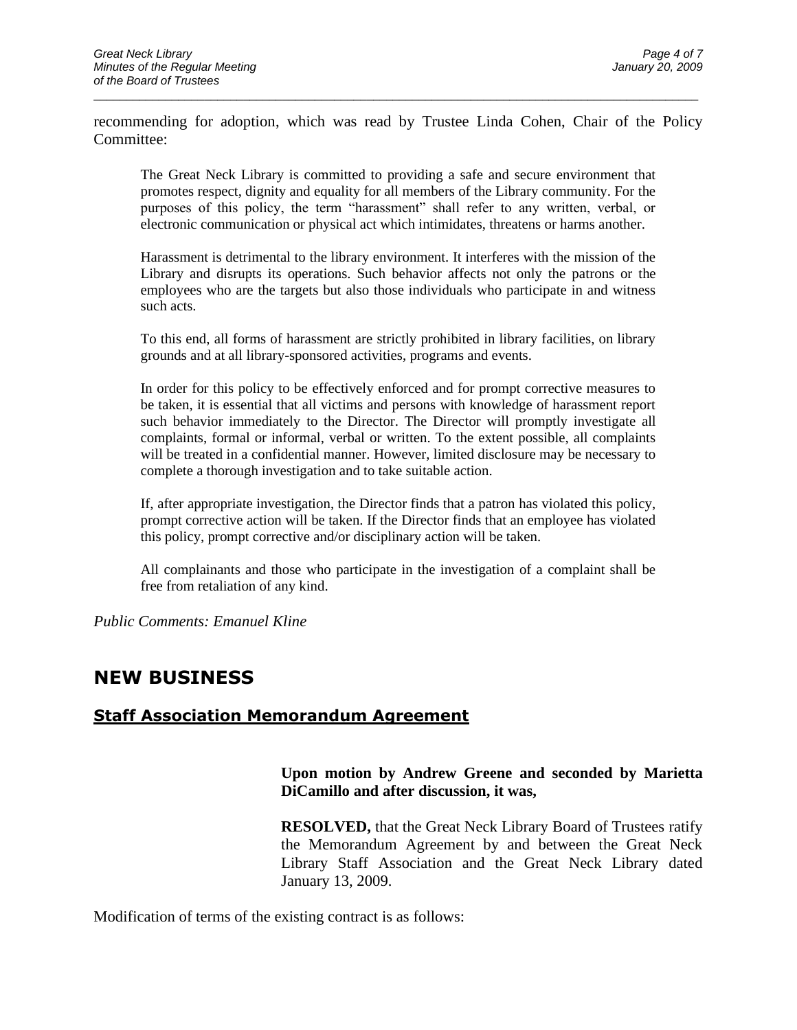recommending for adoption, which was read by Trustee Linda Cohen, Chair of the Policy Committee:

> The Great Neck Library is committed to providing a safe and secure environment that promotes respect, dignity and equality for all members of the Library community. For the purposes of this policy, the term "harassment" shall refer to any written, verbal, or electronic communication or physical act which intimidates, threatens or harms another.
>
> Harassment is detrimental to the library environment. It interferes with the mission of the Library and disrupts its operations. Such behavior affects not only the patrons or the employees who are the targets but also those individuals who participate in and witness such acts.
>
> To this end, all forms of harassment are strictly prohibited in library facilities, on library grounds and at all library-sponsored activities, programs and events.
>
> In order for this policy to be effectively enforced and for prompt corrective measures to be taken, it is essential that all victims and persons with knowledge of harassment report such behavior immediately to the Director. The Director will promptly investigate all complaints, formal or informal, verbal or written. To the extent possible, all complaints will be treated in a confidential manner. However, limited disclosure may be necessary to complete a thorough investigation and to take suitable action.
>
> If, after appropriate investigation, the Director finds that a patron has violated this policy, prompt corrective action will be taken. If the Director finds that an employee has violated this policy, prompt corrective and/or disciplinary action will be taken.
>
> All complainants and those who participate in the investigation of a complaint shall be free from retaliation of any kind.

*Public Comments: Emanuel Kline*

# NEW BUSINESS

## Staff Association Memorandum Agreement

**Upon motion by Andrew Greene and seconded by Marietta DiCamillo and after discussion, it was,**

**RESOLVED,** that the Great Neck Library Board of Trustees ratify the Memorandum Agreement by and between the Great Neck Library Staff Association and the Great Neck Library dated January 13, 2009.

Modification of terms of the existing contract is as follows: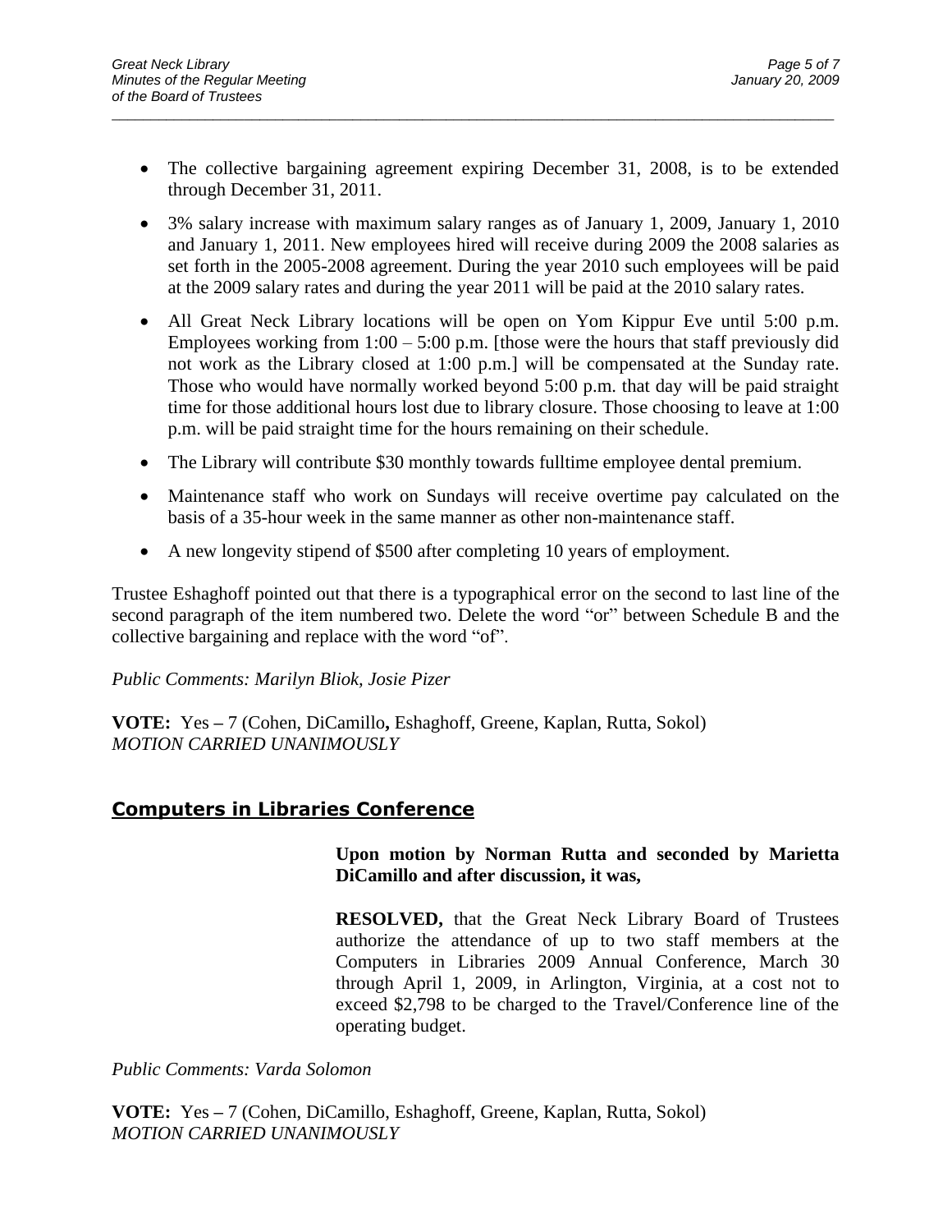- The collective bargaining agreement expiring December 31, 2008, is to be extended through December 31, 2011.
- 3% salary increase with maximum salary ranges as of January 1, 2009, January 1, 2010 and January 1, 2011. New employees hired will receive during 2009 the 2008 salaries as set forth in the 2005-2008 agreement. During the year 2010 such employees will be paid at the 2009 salary rates and during the year 2011 will be paid at the 2010 salary rates.
- All Great Neck Library locations will be open on Yom Kippur Eve until 5:00 p.m. Employees working from 1:00 – 5:00 p.m. [those were the hours that staff previously did not work as the Library closed at 1:00 p.m.] will be compensated at the Sunday rate. Those who would have normally worked beyond 5:00 p.m. that day will be paid straight time for those additional hours lost due to library closure. Those choosing to leave at 1:00 p.m. will be paid straight time for the hours remaining on their schedule.
- The Library will contribute $30 monthly towards fulltime employee dental premium.
- Maintenance staff who work on Sundays will receive overtime pay calculated on the basis of a 35-hour week in the same manner as other non-maintenance staff.
- A new longevity stipend of $500 after completing 10 years of employment.

Trustee Eshaghoff pointed out that there is a typographical error on the second to last line of the second paragraph of the item numbered two. Delete the word "or" between Schedule B and the collective bargaining and replace with the word "of".

*Public Comments: Marilyn Bliok, Josie Pizer*

**VOTE:** Yes – 7 (Cohen, DiCamillo, Eshaghoff, Greene, Kaplan, Rutta, Sokol)
*MOTION CARRIED UNANIMOUSLY*

## Computers in Libraries Conference

**Upon motion by Norman Rutta and seconded by Marietta DiCamillo and after discussion, it was,**

**RESOLVED,** that the Great Neck Library Board of Trustees authorize the attendance of up to two staff members at the Computers in Libraries 2009 Annual Conference, March 30 through April 1, 2009, in Arlington, Virginia, at a cost not to exceed $2,798 to be charged to the Travel/Conference line of the operating budget.

*Public Comments: Varda Solomon*

**VOTE:** Yes – 7 (Cohen, DiCamillo, Eshaghoff, Greene, Kaplan, Rutta, Sokol)
*MOTION CARRIED UNANIMOUSLY*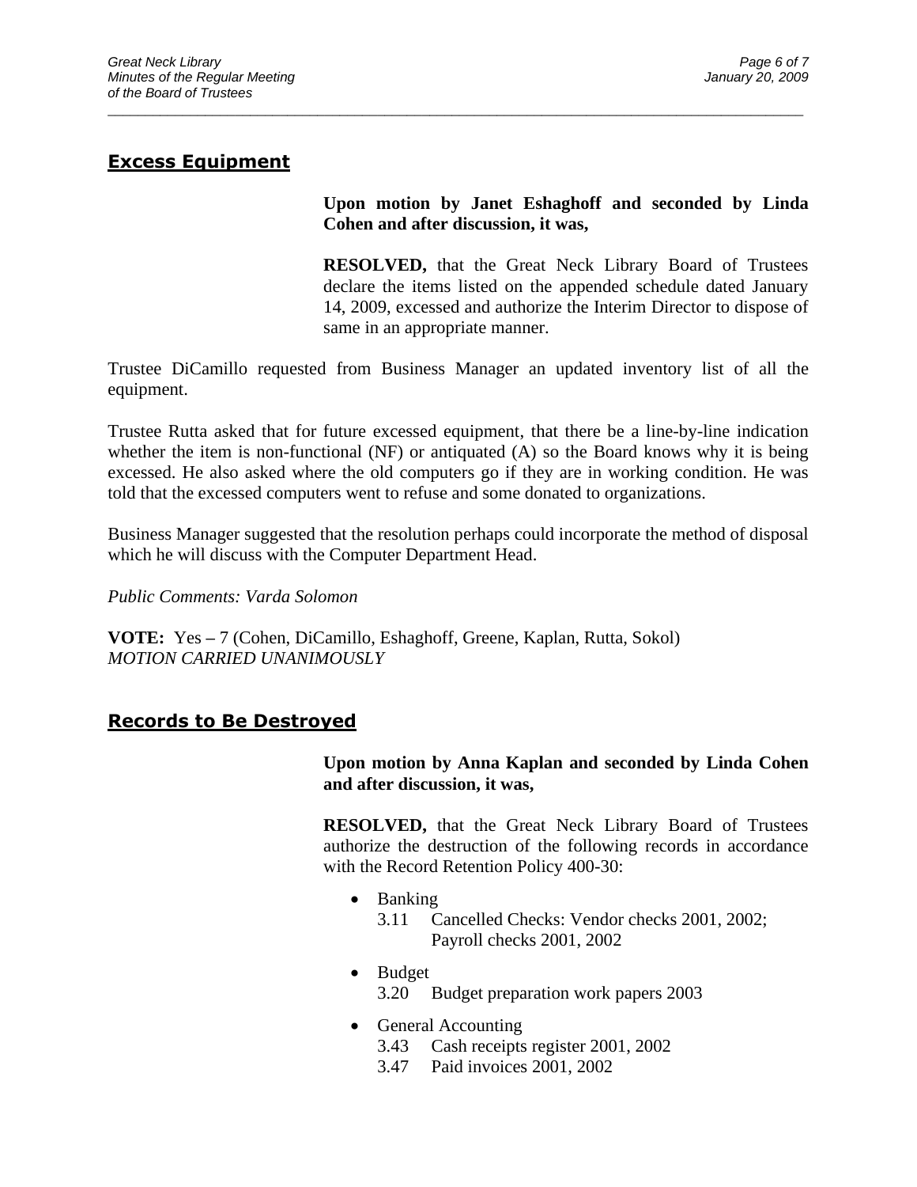## Excess Equipment

**Upon motion by Janet Eshaghoff and seconded by Linda Cohen and after discussion, it was,**

**RESOLVED,** that the Great Neck Library Board of Trustees declare the items listed on the appended schedule dated January 14, 2009, excessed and authorize the Interim Director to dispose of same in an appropriate manner.

Trustee DiCamillo requested from Business Manager an updated inventory list of all the equipment.

Trustee Rutta asked that for future excessed equipment, that there be a line-by-line indication whether the item is non-functional (NF) or antiquated (A) so the Board knows why it is being excessed. He also asked where the old computers go if they are in working condition. He was told that the excessed computers went to refuse and some donated to organizations.

Business Manager suggested that the resolution perhaps could incorporate the method of disposal which he will discuss with the Computer Department Head.

*Public Comments: Varda Solomon*

**VOTE:** Yes – 7 (Cohen, DiCamillo, Eshaghoff, Greene, Kaplan, Rutta, Sokol)
*MOTION CARRIED UNANIMOUSLY*

## Records to Be Destroyed

**Upon motion by Anna Kaplan and seconded by Linda Cohen and after discussion, it was,**

**RESOLVED,** that the Great Neck Library Board of Trustees authorize the destruction of the following records in accordance with the Record Retention Policy 400-30:

- Banking
  - 3.11 Cancelled Checks: Vendor checks 2001, 2002; Payroll checks 2001, 2002
- Budget
  - 3.20 Budget preparation work papers 2003
- General Accounting
  - 3.43 Cash receipts register 2001, 2002
  - 3.47 Paid invoices 2001, 2002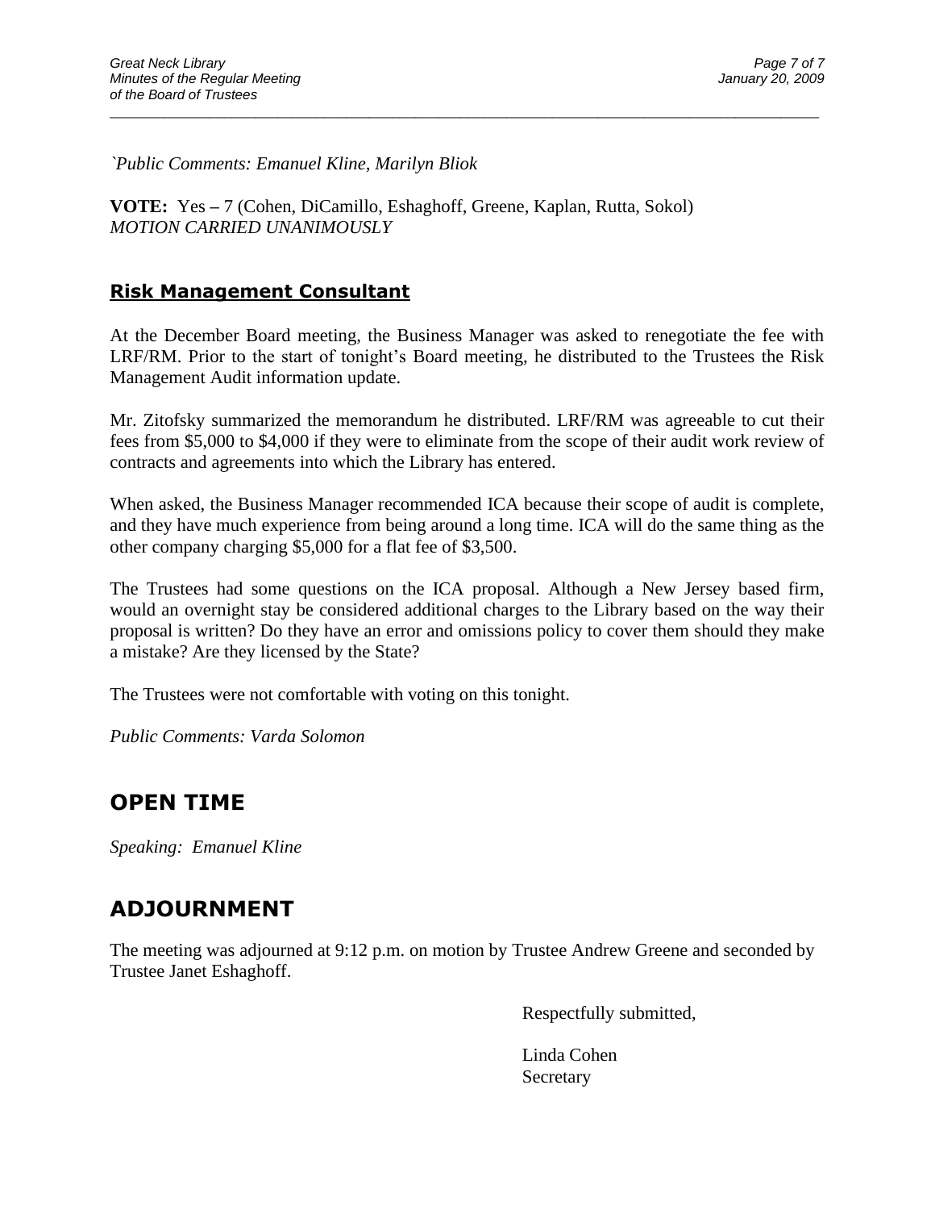*`Public Comments: Emanuel Kline, Marilyn Bliok*

**VOTE:** Yes – 7 (Cohen, DiCamillo, Eshaghoff, Greene, Kaplan, Rutta, Sokol)
*MOTION CARRIED UNANIMOUSLY*

## Risk Management Consultant

At the December Board meeting, the Business Manager was asked to renegotiate the fee with LRF/RM. Prior to the start of tonight's Board meeting, he distributed to the Trustees the Risk Management Audit information update.

Mr. Zitofsky summarized the memorandum he distributed. LRF/RM was agreeable to cut their fees from $5,000 to $4,000 if they were to eliminate from the scope of their audit work review of contracts and agreements into which the Library has entered.

When asked, the Business Manager recommended ICA because their scope of audit is complete, and they have much experience from being around a long time. ICA will do the same thing as the other company charging $5,000 for a flat fee of $3,500.

The Trustees had some questions on the ICA proposal. Although a New Jersey based firm, would an overnight stay be considered additional charges to the Library based on the way their proposal is written? Do they have an error and omissions policy to cover them should they make a mistake? Are they licensed by the State?

The Trustees were not comfortable with voting on this tonight.

*Public Comments: Varda Solomon*

# OPEN TIME

*Speaking: Emanuel Kline*

# ADJOURNMENT

The meeting was adjourned at 9:12 p.m. on motion by Trustee Andrew Greene and seconded by Trustee Janet Eshaghoff.

Respectfully submitted,

Linda Cohen
Secretary